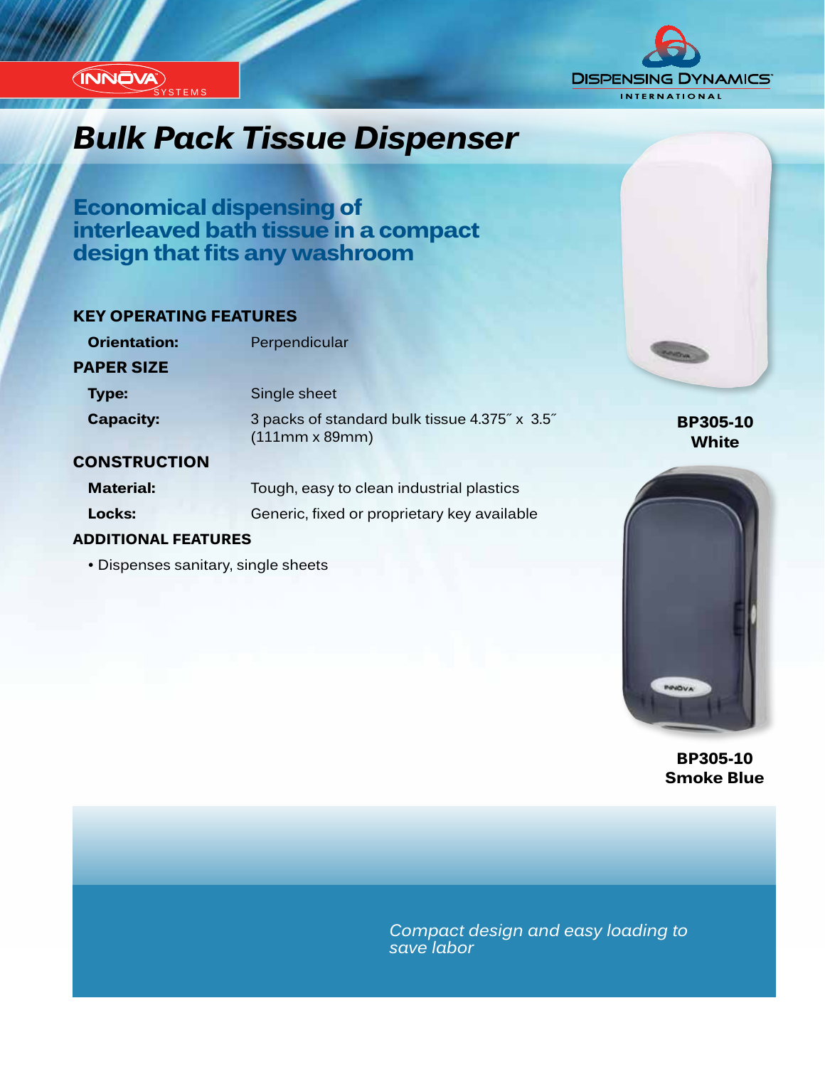INNŌVA SYSTEMS

DISPENSING DYNAMICS INTERNATIONAL

# Bulk Pack Tissue Dispenser

## Economical dispensing of interleaved bath tissue in a compact design that fits any washroom

### KEY OPERATING FEATURES

| | |
|---|---|
| **Orientation:** | Perpendicular |

### PAPER SIZE

| | |
|---|---|
| **Type:** | Single sheet |
| **Capacity:** | 3 packs of standard bulk tissue 4.375˝ x 3.5˝ (111mm x 89mm) |

### CONSTRUCTION

| | |
|---|---|
| **Material:** | Tough, easy to clean industrial plastics |
| **Locks:** | Generic, fixed or proprietary key available |

### ADDITIONAL FEATURES

- Dispenses sanitary, single sheets

**BP305-10**
**White**

**BP305-10**
**Smoke Blue**

*Compact design and easy loading to save labor*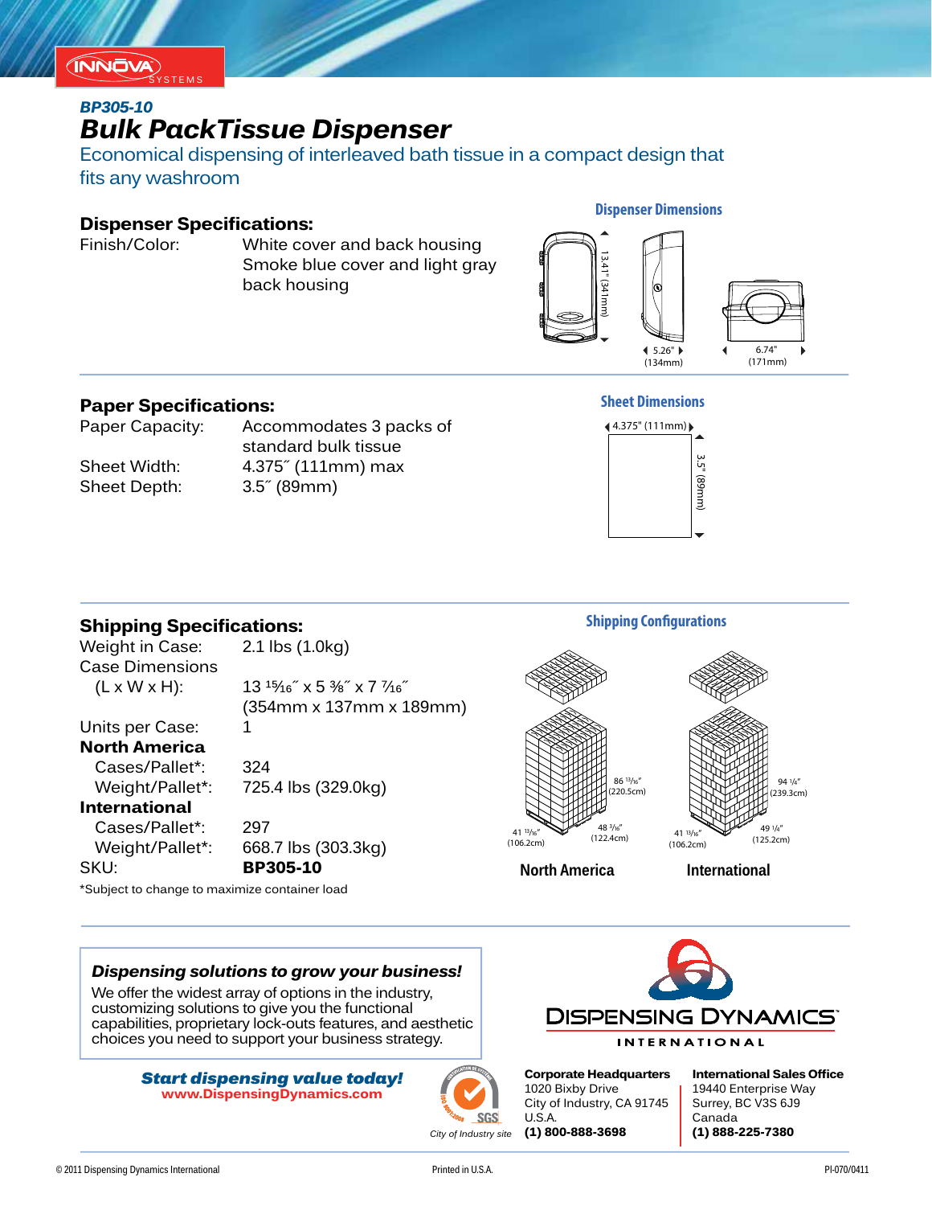INNOVA SYSTEMS

**BP305-10**

# Bulk PackTissue Dispenser

Economical dispensing of interleaved bath tissue in a compact design that fits any washroom

## Dispenser Specifications:

| | |
|---|---|
| Finish/Color: | White cover and back housing<br>Smoke blue cover and light gray back housing |

**Dispenser Dimensions**

13.41" (341mm)

5.26" (134mm)

6.74" (171mm)

## Paper Specifications:

| | |
|---|---|
| Paper Capacity: | Accommodates 3 packs of standard bulk tissue |
| Sheet Width: | 4.375˝ (111mm) max |
| Sheet Depth: | 3.5˝ (89mm) |

**Sheet Dimensions**

4.375" (111mm)

3.5" (89mm)

## Shipping Specifications:

| | |
|---|---|
| Weight in Case: | 2.1 lbs (1.0kg) |
| Case Dimensions (L x W x H): | 13 15⁄16˝ x 5 3⁄8˝ x 7 7⁄16˝ (354mm x 137mm x 189mm) |
| Units per Case: | 1 |
| **North America** | |
| Cases/Pallet*: | 324 |
| Weight/Pallet*: | 725.4 lbs (329.0kg) |
| **International** | |
| Cases/Pallet*: | 297 |
| Weight/Pallet*: | 668.7 lbs (303.3kg) |
| SKU: | **BP305-10** |

*Subject to change to maximize container load

**Shipping Configurations**

North America

86 13/16" (220.5cm)

41 13/16" (106.2cm)

48 3/16" (122.4cm)

International

94 1/4" (239.3cm)

41 13/16" (106.2cm)

49 1/4" (125.2cm)

***Dispensing solutions to grow your business!***

We offer the widest array of options in the industry, customizing solutions to give you the functional capabilities, proprietary lock-outs features, and aesthetic choices you need to support your business strategy.

***Start dispensing value today!***

**www.DispensingDynamics.com**

*City of Industry site*

DISPENSING DYNAMICS INTERNATIONAL

**Corporate Headquarters**
1020 Bixby Drive
City of Industry, CA 91745
U.S.A.
**(1) 800-888-3698**

**International Sales Office**
19440 Enterprise Way
Surrey, BC V3S 6J9
Canada
**(1) 888-225-7380**

© 2011 Dispensing Dynamics International

Printed in U.S.A.

PI-070/0411